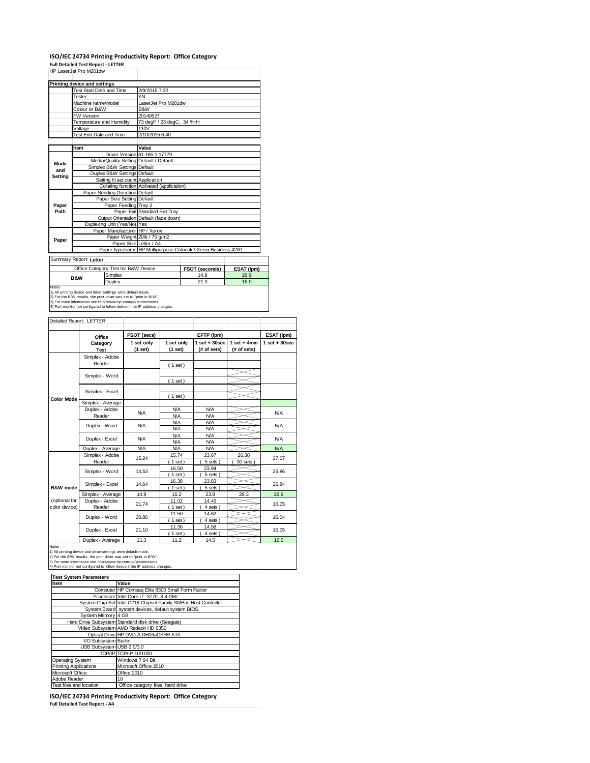# ISO/IEC 24734 Printing Productivity Report: Office Category

**Full Detailed Test Report - LETTER**

HP LaserJet Pro M201dw

| Printing device and settings | |
|---|---|
| Test Start Date and Time | 2/9/2015 7:32 |
| Tester | KN |
| Machine name/model | LaserJet Pro M201dw |
| Colour or B&W | B&W |
| FW Version | 20140527 |
| Temperature and Humidity | 73 degF / 23 degC, 34 %rH |
| Voltage | 110V |
| Test End Date and Time | 2/10/2015 6:40 |

| | Item | Value |
|---|---|---|
| Mode and Setting | Driver Version | 61.165.1.17779 |
| | Media/Quality Setting | Default / Default |
| | Simplex B&W Settings | Default |
| | Duplex B&W Settings | Default |
| | Setting N set count | Application |
| | Collating function | Activated (application) |
| Paper Path | Paper Sending Direction | Default |
| | Paper Size Setting | Default |
| | Paper Feeding | Tray 2 |
| | Paper Exit | Standard Exit Tray |
| | Output Orientation | Default (face down) |
| | Duplexing Unit (Yes/No) | Yes |
| Paper | Paper Manufacturer | HP / Xerox |
| | Paper Weight | 20lb / 75 g/m2 |
| | Paper Size | Letter / A4 |
| | Paper type/name | HP Multipurpose Colorlok / Xerox Business 4200 |

Summary Report: **Letter**

| Office Category Test for B&W Device | | FSOT (seconds) | ESAT (ipm) |
|---|---|---|---|
| B&W | Simplex | 14.9 | 26.9 |
| | Duplex | 21.3 | 16.0 |

Notes
1) All printing device and driver settings were default mode.
2) For the B/W results, the print driver was set to "print in B/W".
3) For more information see http://www.hp.com/go/printerclaims.
4) Port monitor not configured to follow device if the IP address changes.

Detailed Report: LETTER

| | Office Category Test | FSOT (secs) 1 set only (1 set) | EFTP (ipm) 1 set only (1 set) | EFTP (ipm) 1 set + 30sec (# of sets) | EFTP (ipm) 1 set + 4min (# of sets) | ESAT (ipm) 1 set + 30sec |
|---|---|---|---|---|---|---|
| Color Mode | Simplex - Adobe Reader | | ( 1 set ) | | | |
| | Simplex - Word | | ( 1 set ) | | | |
| | Simplex - Excel | | ( 1 set ) | | | |
| | Simplex - Average | | | | | |
| | Duplex - Adobe Reader | N/A | N/A<br>N/A | N/A<br>N/A | | N/A |
| | Duplex - Word | N/A | N/A<br>N/A | N/A<br>N/A | | N/A |
| | Duplex - Excel | N/A | N/A<br>N/A | N/A<br>N/A | | N/A |
| | Duplex - Average | N/A | N/A | N/A | | N/A |
| B&W mode (optional for color device) | Simplex - Adobe Reader | 15.24 | 15.74<br>( 1 set ) | 23.67<br>( 5 sets ) | 26.38<br>( 30 sets ) | 27.07 |
| | Simplex - Word | 14.53 | 16.50<br>( 1 set ) | 23.94<br>( 5 sets ) | | 26.86 |
| | Simplex - Excel | 14.64 | 16.38<br>( 1 set ) | 23.83<br>( 5 sets ) | | 26.84 |
| | Simplex - Average | 14.9 | 16.2 | 23.8 | 26.3 | 26.9 |
| | Duplex - Adobe Reader | 21.74 | 11.02<br>( 1 set ) | 14.46<br>( 4 sets ) | | 16.05 |
| | Duplex - Word | 20.86 | 11.50<br>( 1 set ) | 14.62<br>( 4 sets ) | | 16.04 |
| | Duplex - Excel | 21.10 | 11.36<br>( 1 set ) | 14.58<br>( 4 sets ) | | 16.05 |
| | Duplex - Average | 21.3 | 11.2 | 14.5 | | 16.0 |

Notes
1) All printing device and driver settings were default mode.
2) For the B/W results, the print driver was set to "print in B/W".
3) For more information see http://www.hp.com/go/printerclaims.
4) Port monitor not configured to follow device if the IP address changes.

| Test System Parameters | |
|---|---|
| **Item** | **Value** |
| Computer | HP Compaq Elite 8300 Small Form Factor |
| Processor | Intel Core i7 -3770, 3.4 GHz |
| System Chip Set | Intel C216 Chipset Family SMBus Host Controller |
| System Board | system devices, default system BIOS |
| System Memory | 4 GB |
| Hard Drive Subsystem | Standard disk drive (Seagate) |
| Video Subsystem | AMD Radeon HD 6350 |
| Optical Drive | HP DVD A DH16aCSHR ATA |
| I/O Subsystem | Builtin |
| USB Subsystem | USB 2.0/3.0 |
| TCP/IP | TCP/IP 10/1000 |
| Operating System | Windows 7 64 Bit |
| Printing Applications | Microsoft Office 2010 |
| Microsoft Office | Office 2010 |
| Adobe Reader | 10 |
| Test files and location | Office category files, hard drive |

# ISO/IEC 24734 Printing Productivity Report: Office Category

**Full Detailed Test Report - A4**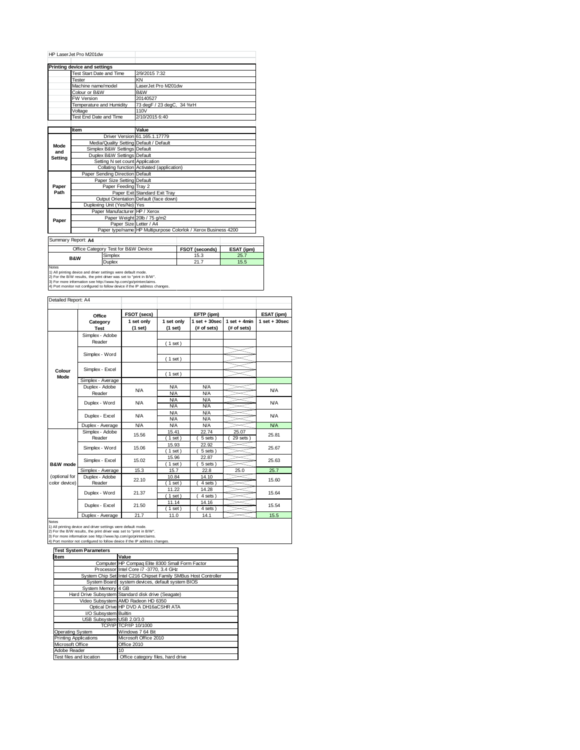HP LaserJet Pro M201dw

| Printing device and settings | |
|---|---|
| Test Start Date and Time | 2/9/2015 7:32 |
| Tester | KN |
| Machine name/model | LaserJet Pro M201dw |
| Colour or B&W | B&W |
| FW Version | 20140527 |
| Temperature and Humidity | 73 degF / 23 degC, 34 %rH |
| Voltage | 110V |
| Test End Date and Time | 2/10/2015 6:40 |

| | Item | Value |
|---|---|---|
| Mode and Setting | Driver Version | 61.165.1.17779 |
| | Media/Quality Setting | Default / Default |
| | Simplex B&W Settings | Default |
| | Duplex B&W Settings | Default |
| | Setting N set count | Application |
| | Collating function | Activated (application) |
| Paper Path | Paper Sending Direction | Default |
| | Paper Size Setting | Default |
| | Paper Feeding | Tray 2 |
| | Paper Exit | Standard Exit Tray |
| | Output Orientation | Default (face down) |
| | Duplexing Unit (Yes/No) | Yes |
| Paper | Paper Manufacturer | HP / Xerox |
| | Paper Weight | 20lb / 75 g/m2 |
| | Paper Size | Letter / A4 |
| | Paper type/name | HP Multipurpose Colorlok / Xerox Business 4200 |

Summary Report: **A4**

| Office Category Test for B&W Device | | FSOT (seconds) | ESAT (ipm) |
|---|---|---|---|
| B&W | Simplex | 15.3 | 25.7 |
| | Duplex | 21.7 | 15.5 |

Notes
1) All printing device and driver settings were default mode.
2) For the B/W results, the print driver was set to "print in B/W".
3) For more information see http://www.hp.com/go/printerclaims.
4) Port monitor not configured to follow device if the IP address changes.

Detailed Report: A4

| | Office Category Test | FSOT (secs) 1 set only (1 set) | EFTP (ipm) 1 set only (1 set) | EFTP (ipm) 1 set + 30sec (# of sets) | EFTP (ipm) 1 set + 4min (# of sets) | ESAT (ipm) 1 set + 30sec |
|---|---|---|---|---|---|---|
| Colour Mode | Simplex - Adobe Reader | | ( 1 set ) | | | |
| | Simplex - Word | | ( 1 set ) | | | |
| | Simplex - Excel | | ( 1 set ) | | | |
| | Simplex - Average | | | | | |
| | Duplex - Adobe Reader | N/A | N/A / N/A | N/A / N/A | | N/A |
| | Duplex - Word | N/A | N/A / N/A | N/A / N/A | | N/A |
| | Duplex - Excel | N/A | N/A / N/A | N/A / N/A | | N/A |
| | Duplex - Average | N/A | N/A | N/A | | N/A |
| B&W mode (optional for color device) | Simplex - Adobe Reader | 15.56 | 15.41 ( 1 set ) | 22.74 ( 5 sets ) | 25.07 ( 29 sets ) | 25.81 |
| | Simplex - Word | 15.06 | 15.93 ( 1 set ) | 22.92 ( 5 sets ) | | 25.67 |
| | Simplex - Excel | 15.02 | 15.96 ( 1 set ) | 22.87 ( 5 sets ) | | 25.63 |
| | Simplex - Average | 15.3 | 15.7 | 22.8 | 25.0 | 25.7 |
| | Duplex - Adobe Reader | 22.10 | 10.84 ( 1 set ) | 14.10 ( 4 sets ) | | 15.60 |
| | Duplex - Word | 21.37 | 11.22 ( 1 set ) | 14.28 ( 4 sets ) | | 15.64 |
| | Duplex - Excel | 21.50 | 11.14 ( 1 set ) | 14.16 ( 4 sets ) | | 15.54 |
| | Duplex - Average | 21.7 | 11.0 | 14.1 | | 15.5 |

Notes
1) All printing device and driver settings were default mode.
2) For the B/W results, the print driver was set to "print in B/W".
3) For more information see http://www.hp.com/go/printerclaims.
4) Port monitor not configured to follow device if the IP address changes.

| Test System Parameters | |
|---|---|
| Item | Value |
| Computer | HP Compaq Elite 8300 Small Form Factor |
| Processor | Intel Core i7 -3770, 3.4 GHz |
| System Chip Set | Intel C216 Chipset Family SMBus Host Controller |
| System Board | system devices, default system BIOS |
| System Memory | 4 GB |
| Hard Drive Subsystem | Standard disk drive (Seagate) |
| Video Subsystem | AMD Radeon HD 6350 |
| Optical Drive | HP DVD A DH16aCSHR ATA |
| I/O Subsystem | Builtin |
| USB Subsystem | USB 2.0/3.0 |
| TCP/IP | TCP/IP 10/1000 |
| Operating System | Windows 7 64 Bit |
| Printing Applications | Microsoft Office 2010 |
| Microsoft Office | Office 2010 |
| Adobe Reader | 10 |
| Test files and location | Office category files, hard drive |